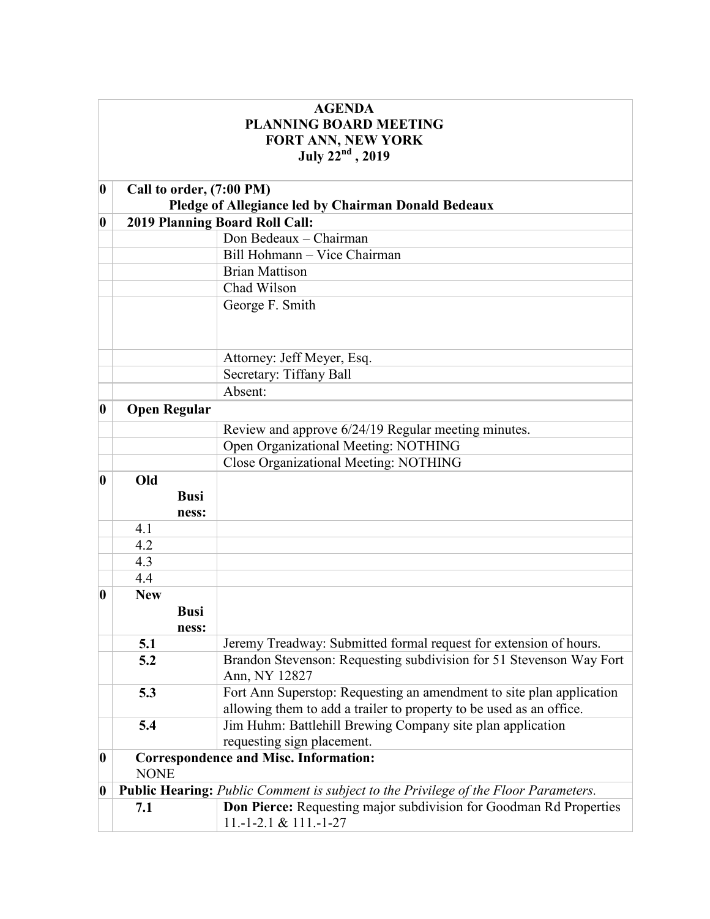# AGENDA
# PLANNING BOARD MEETING
# FORT ANN, NEW YORK
# July 22nd , 2019

| | | |
|---|---|---|
| **0** | **Call to order, (7:00 PM)** **Pledge of Allegiance led by Chairman Donald Bedeaux** | |
| **0** | **2019 Planning Board Roll Call:** | |
| | | Don Bedeaux – Chairman |
| | | Bill Hohmann – Vice Chairman |
| | | Brian Mattison |
| | | Chad Wilson |
| | | George F. Smith |
| | | Attorney: Jeff Meyer, Esq. |
| | | Secretary: Tiffany Ball |
| | | Absent: |
| **0** | **Open Regular** | |
| | | Review and approve 6/24/19 Regular meeting minutes. |
| | | Open Organizational Meeting: NOTHING |
| | | Close Organizational Meeting: NOTHING |
| **0** | **Old Business:** | |
| | 4.1 | |
| | 4.2 | |
| | 4.3 | |
| | 4.4 | |
| **0** | **New Business:** | |
| | **5.1** | Jeremy Treadway: Submitted formal request for extension of hours. |
| | **5.2** | Brandon Stevenson: Requesting subdivision for 51 Stevenson Way Fort Ann, NY 12827 |
| | **5.3** | Fort Ann Superstop: Requesting an amendment to site plan application allowing them to add a trailer to property to be used as an office. |
| | **5.4** | Jim Huhm: Battlehill Brewing Company site plan application requesting sign placement. |
| **0** | **Correspondence and Misc. Information:** NONE | |
| **0** | **Public Hearing:** *Public Comment is subject to the Privilege of the Floor Parameters.* | |
| | **7.1** | **Don Pierce:** Requesting major subdivision for Goodman Rd Properties 11.-1-2.1 & 111.-1-27 |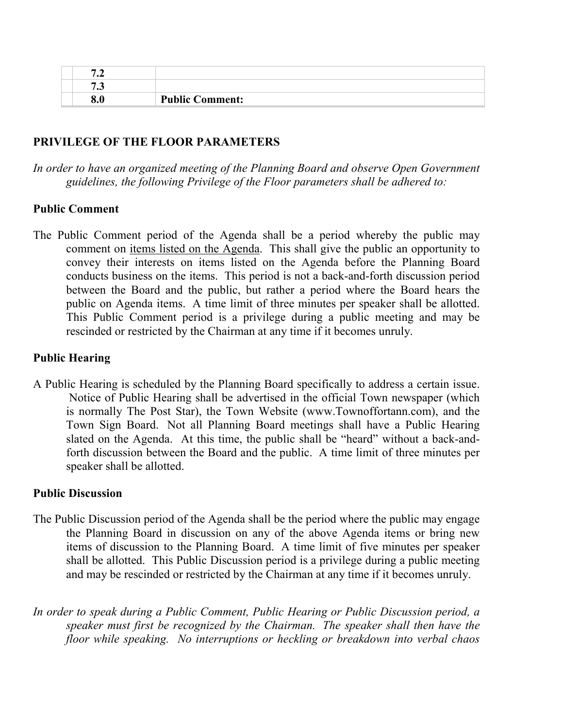|  |  |  |
|---|---|---|
|  | 7.2 |  |
|  | 7.3 |  |
|  | 8.0 | **Public Comment:** |

## PRIVILEGE OF THE FLOOR PARAMETERS

*In order to have an organized meeting of the Planning Board and observe Open Government guidelines, the following Privilege of the Floor parameters shall be adhered to:*

### Public Comment

The Public Comment period of the Agenda shall be a period whereby the public may comment on <u>items listed on the Agenda</u>. This shall give the public an opportunity to convey their interests on items listed on the Agenda before the Planning Board conducts business on the items. This period is not a back-and-forth discussion period between the Board and the public, but rather a period where the Board hears the public on Agenda items. A time limit of three minutes per speaker shall be allotted. This Public Comment period is a privilege during a public meeting and may be rescinded or restricted by the Chairman at any time if it becomes unruly.

### Public Hearing

A Public Hearing is scheduled by the Planning Board specifically to address a certain issue. Notice of Public Hearing shall be advertised in the official Town newspaper (which is normally The Post Star), the Town Website (www.Townoffortann.com), and the Town Sign Board. Not all Planning Board meetings shall have a Public Hearing slated on the Agenda. At this time, the public shall be "heard" without a back-and-forth discussion between the Board and the public. A time limit of three minutes per speaker shall be allotted.

### Public Discussion

The Public Discussion period of the Agenda shall be the period where the public may engage the Planning Board in discussion on any of the above Agenda items or bring new items of discussion to the Planning Board. A time limit of five minutes per speaker shall be allotted. This Public Discussion period is a privilege during a public meeting and may be rescinded or restricted by the Chairman at any time if it becomes unruly.

*In order to speak during a Public Comment, Public Hearing or Public Discussion period, a speaker must first be recognized by the Chairman. The speaker shall then have the floor while speaking. No interruptions or heckling or breakdown into verbal chaos*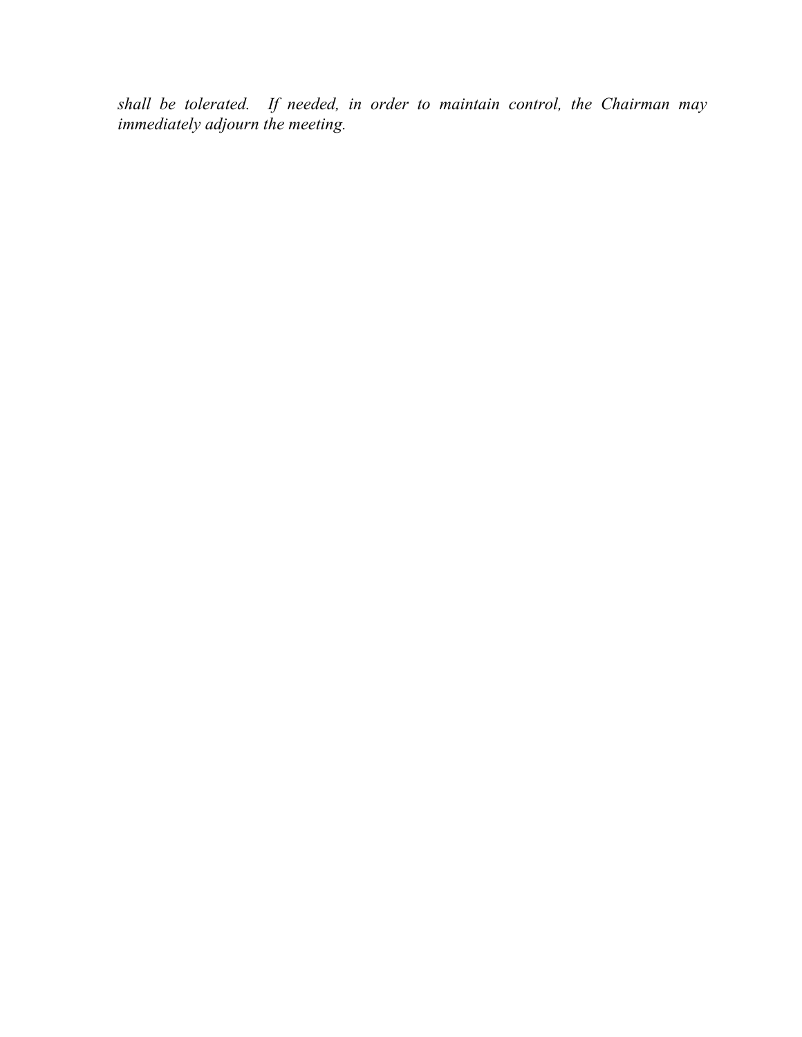*shall be tolerated. If needed, in order to maintain control, the Chairman may immediately adjourn the meeting.*